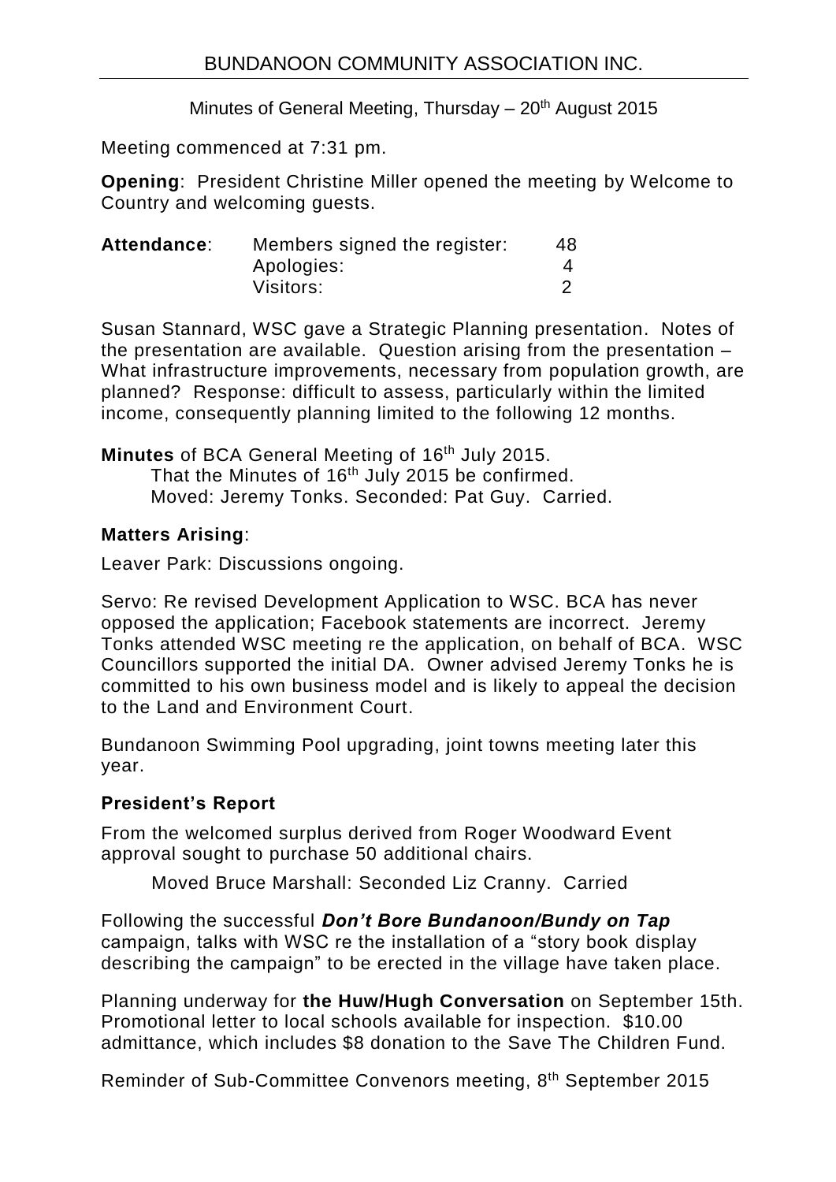# BUNDANOON COMMUNITY ASSOCIATION INC.

Minutes of General Meeting, Thursday – 20th August 2015

Meeting commenced at 7:31 pm.

**Opening**: President Christine Miller opened the meeting by Welcome to Country and welcoming guests.

| **Attendance**: | Members signed the register: | 48 |
|---|---|---|
| | Apologies: | 4 |
| | Visitors: | 2 |

Susan Stannard, WSC gave a Strategic Planning presentation. Notes of the presentation are available. Question arising from the presentation – What infrastructure improvements, necessary from population growth, are planned? Response: difficult to assess, particularly within the limited income, consequently planning limited to the following 12 months.

**Minutes** of BCA General Meeting of 16th July 2015.
That the Minutes of 16th July 2015 be confirmed.
Moved: Jeremy Tonks. Seconded: Pat Guy. Carried.

**Matters Arising**:

Leaver Park: Discussions ongoing.

Servo: Re revised Development Application to WSC. BCA has never opposed the application; Facebook statements are incorrect. Jeremy Tonks attended WSC meeting re the application, on behalf of BCA. WSC Councillors supported the initial DA. Owner advised Jeremy Tonks he is committed to his own business model and is likely to appeal the decision to the Land and Environment Court.

Bundanoon Swimming Pool upgrading, joint towns meeting later this year.

**President's Report**

From the welcomed surplus derived from Roger Woodward Event approval sought to purchase 50 additional chairs.

Moved Bruce Marshall: Seconded Liz Cranny. Carried

Following the successful ***Don't Bore Bundanoon/Bundy on Tap*** campaign, talks with WSC re the installation of a "story book display describing the campaign" to be erected in the village have taken place.

Planning underway for **the Huw/Hugh Conversation** on September 15th. Promotional letter to local schools available for inspection. $10.00 admittance, which includes $8 donation to the Save The Children Fund.

Reminder of Sub-Committee Convenors meeting, 8th September 2015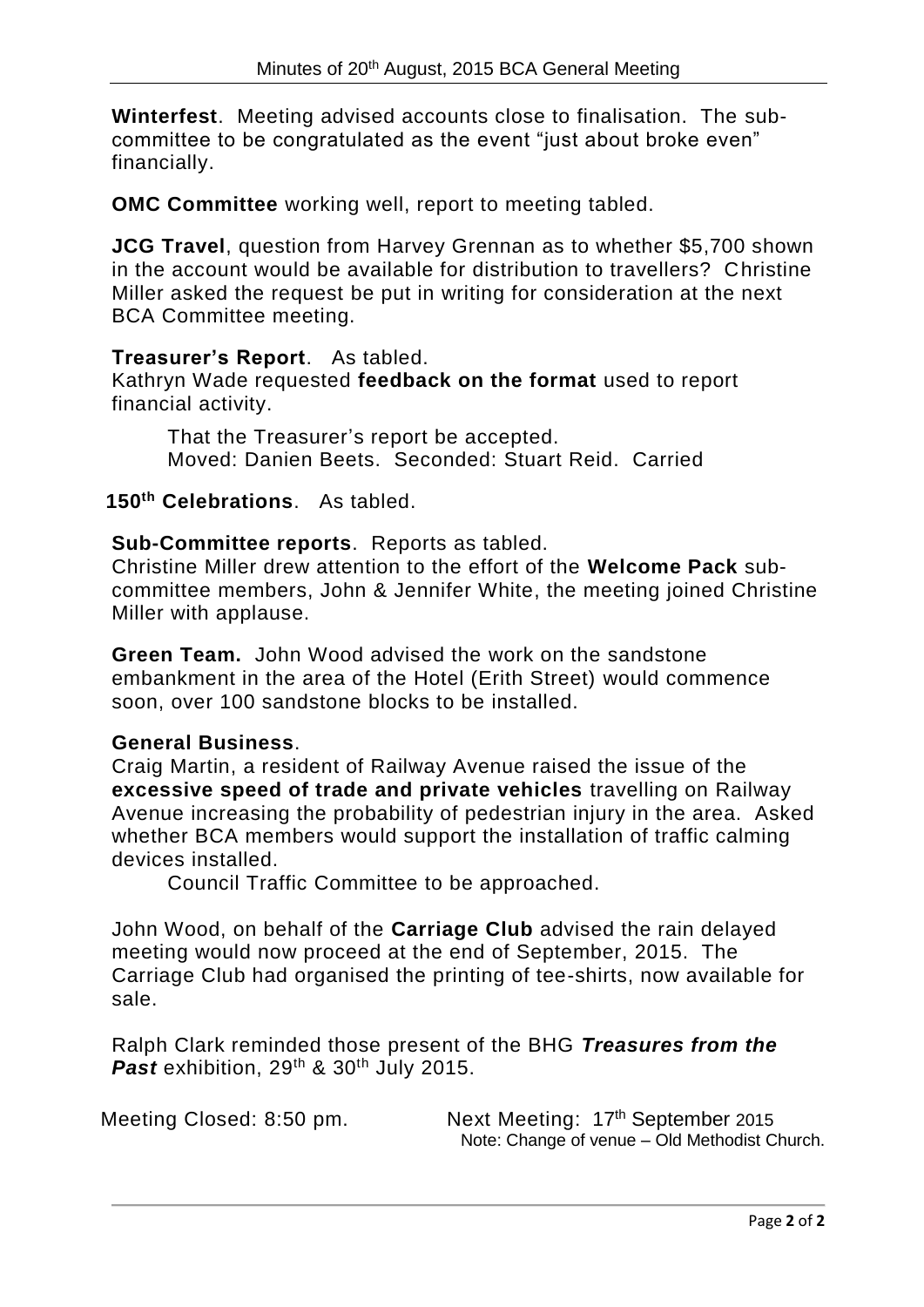**Winterfest**. Meeting advised accounts close to finalisation. The sub-committee to be congratulated as the event "just about broke even" financially.

**OMC Committee** working well, report to meeting tabled.

**JCG Travel**, question from Harvey Grennan as to whether $5,700 shown in the account would be available for distribution to travellers? Christine Miller asked the request be put in writing for consideration at the next BCA Committee meeting.

**Treasurer's Report**. As tabled.
Kathryn Wade requested **feedback on the format** used to report financial activity.

> That the Treasurer's report be accepted.
> Moved: Danien Beets. Seconded: Stuart Reid. Carried

**150th Celebrations**. As tabled.

**Sub-Committee reports**. Reports as tabled.
Christine Miller drew attention to the effort of the **Welcome Pack** sub-committee members, John & Jennifer White, the meeting joined Christine Miller with applause.

**Green Team.** John Wood advised the work on the sandstone embankment in the area of the Hotel (Erith Street) would commence soon, over 100 sandstone blocks to be installed.

**General Business**.
Craig Martin, a resident of Railway Avenue raised the issue of the **excessive speed of trade and private vehicles** travelling on Railway Avenue increasing the probability of pedestrian injury in the area. Asked whether BCA members would support the installation of traffic calming devices installed.

> Council Traffic Committee to be approached.

John Wood, on behalf of the **Carriage Club** advised the rain delayed meeting would now proceed at the end of September, 2015. The Carriage Club had organised the printing of tee-shirts, now available for sale.

Ralph Clark reminded those present of the BHG ***Treasures from the Past*** exhibition, 29th & 30th July 2015.

Meeting Closed: 8:50 pm.

Next Meeting: 17th September 2015
Note: Change of venue – Old Methodist Church.